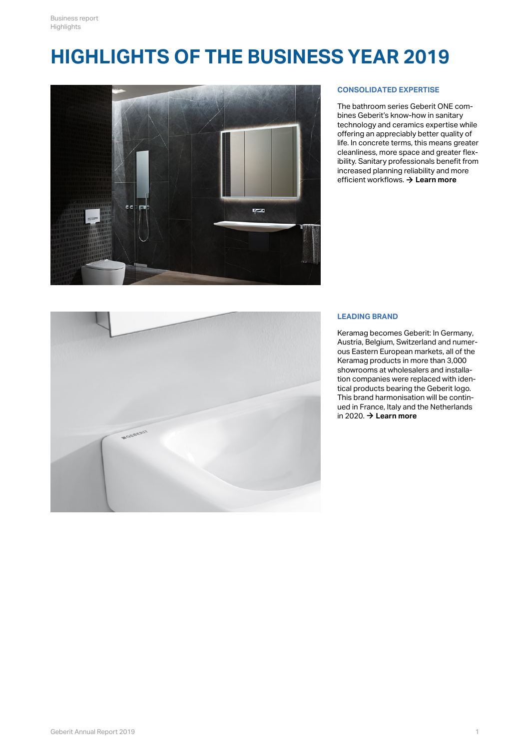# HIGHLIGHTS OF THE BUSINESS YEAR 2019

## CONSOLIDATED EXPERTISE

The bathroom series Geberit ONE combines Geberit's know-how in sanitary technology and ceramics expertise while offering an appreciably better quality of life. In concrete terms, this means greater cleanliness, more space and greater flexibility. Sanitary professionals benefit from increased planning reliability and more efficient workflows. → **Learn more**

## LEADING BRAND

Keramag becomes Geberit: In Germany, Austria, Belgium, Switzerland and numerous Eastern European markets, all of the Keramag products in more than 3,000 showrooms at wholesalers and installation companies were replaced with identical products bearing the Geberit logo. This brand harmonisation will be continued in France, Italy and the Netherlands in 2020. → **Learn more**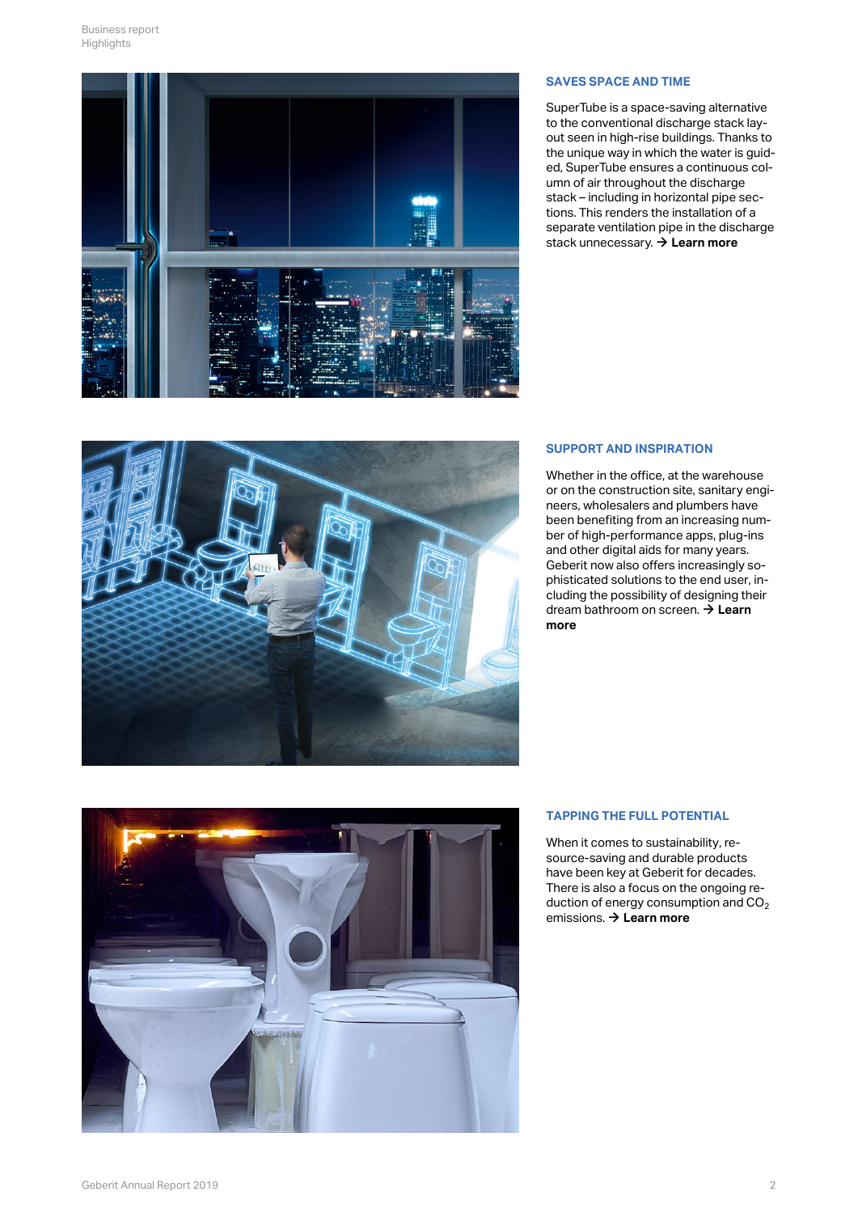## SAVES SPACE AND TIME

SuperTube is a space-saving alternative to the conventional discharge stack layout seen in high-rise buildings. Thanks to the unique way in which the water is guided, SuperTube ensures a continuous column of air throughout the discharge stack – including in horizontal pipe sections. This renders the installation of a separate ventilation pipe in the discharge stack unnecessary. → **Learn more**

## SUPPORT AND INSPIRATION

Whether in the office, at the warehouse or on the construction site, sanitary engineers, wholesalers and plumbers have been benefiting from an increasing number of high-performance apps, plug-ins and other digital aids for many years. Geberit now also offers increasingly sophisticated solutions to the end user, including the possibility of designing their dream bathroom on screen. → **Learn more**

## TAPPING THE FULL POTENTIAL

When it comes to sustainability, resource-saving and durable products have been key at Geberit for decades. There is also a focus on the ongoing reduction of energy consumption and $CO_2$ emissions. → **Learn more**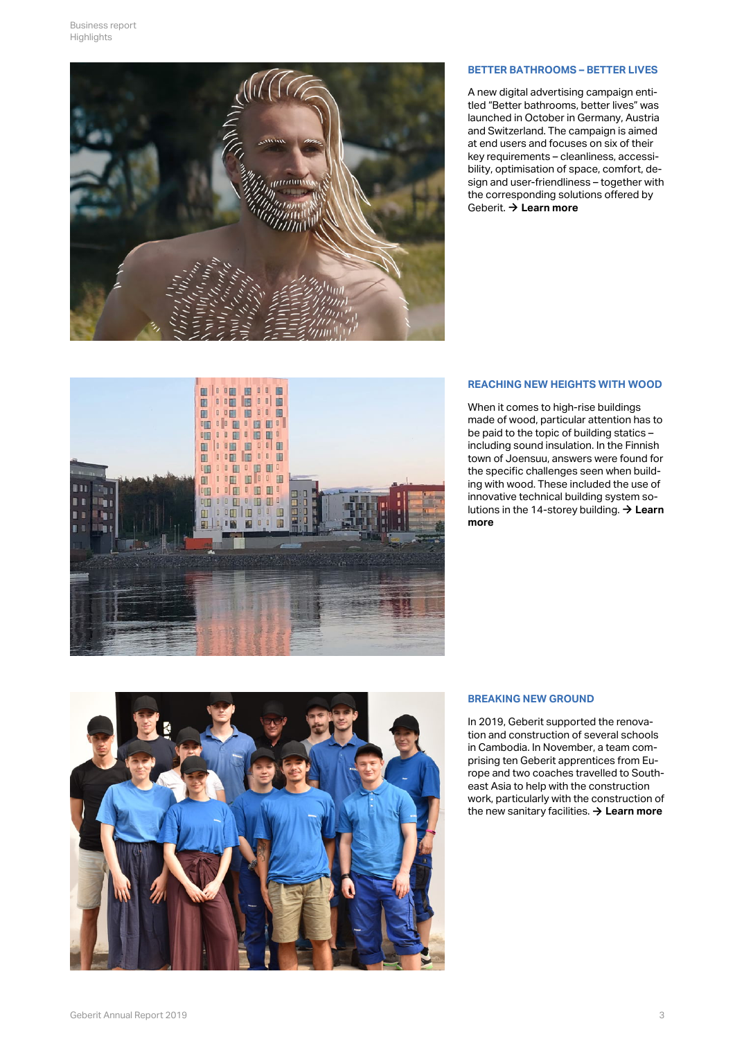### BETTER BATHROOMS – BETTER LIVES

A new digital advertising campaign entitled "Better bathrooms, better lives" was launched in October in Germany, Austria and Switzerland. The campaign is aimed at end users and focuses on six of their key requirements – cleanliness, accessibility, optimisation of space, comfort, design and user-friendliness – together with the corresponding solutions offered by Geberit. → **Learn more**

### REACHING NEW HEIGHTS WITH WOOD

When it comes to high-rise buildings made of wood, particular attention has to be paid to the topic of building statics – including sound insulation. In the Finnish town of Joensuu, answers were found for the specific challenges seen when building with wood. These included the use of innovative technical building system solutions in the 14-storey building. → **Learn more**

### BREAKING NEW GROUND

In 2019, Geberit supported the renovation and construction of several schools in Cambodia. In November, a team comprising ten Geberit apprentices from Europe and two coaches travelled to Southeast Asia to help with the construction work, particularly with the construction of the new sanitary facilities. → **Learn more**